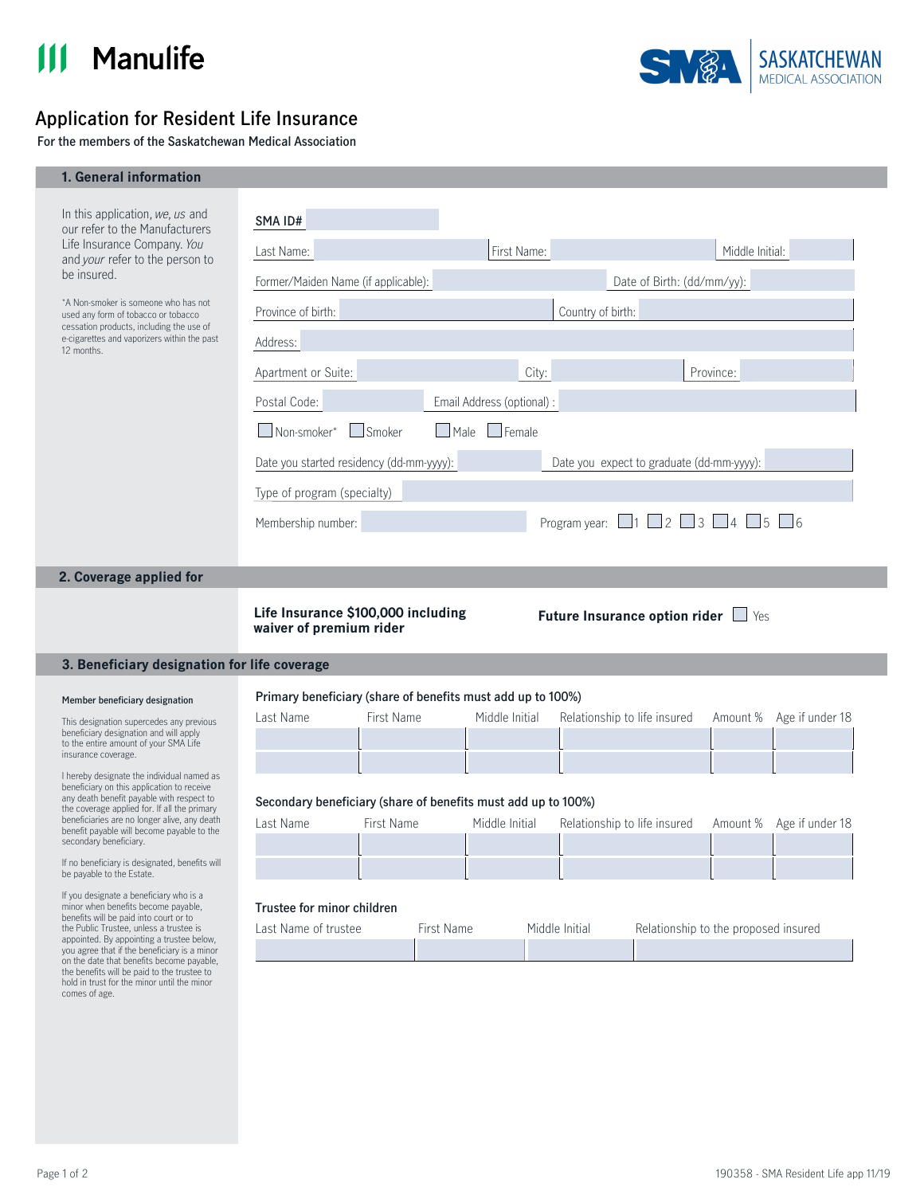Manulife

SMA SASKATCHEWAN MEDICAL ASSOCIATION

# Application for Resident Life Insurance

For the members of the Saskatchewan Medical Association

## 1. General information

In this application, *we*, *us* and *our* refer to the Manufacturers Life Insurance Company. *You* and *your* refer to the person to be insured.

*A Non-smoker is someone who has not used any form of tobacco or tobacco cessation products, including the use of e-cigarettes and vaporizers within the past 12 months.

SMA ID#

Last Name: First Name: Middle Initial:

Former/Maiden Name (if applicable): Date of Birth: (dd/mm/yy):

Province of birth: Country of birth:

Address:

Apartment or Suite: City: Province:

Postal Code: Email Address (optional) :

☐ Non-smoker* ☐ Smoker ☐ Male ☐ Female

Date you started residency (dd-mm-yyyy): Date you expect to graduate (dd-mm-yyyy):

Type of program (specialty)

Membership number: Program year: ☐ 1 ☐ 2 ☐ 3 ☐ 4 ☐ 5 ☐ 6

## 2. Coverage applied for

**Life Insurance $100,000 including waiver of premium rider**

**Future Insurance option rider** ☐ Yes

## 3. Beneficiary designation for life coverage

**Member beneficiary designation**

This designation supercedes any previous beneficiary designation and will apply to the entire amount of your SMA Life insurance coverage.

I hereby designate the individual named as beneficiary on this application to receive any death benefit payable with respect to the coverage applied for. If all the primary beneficiaries are no longer alive, any death benefit payable will become payable to the secondary beneficiary.

If no beneficiary is designated, benefits will be payable to the Estate.

If you designate a beneficiary who is a minor when benefits become payable, benefits will be paid into court or to the Public Trustee, unless a trustee is appointed. By appointing a trustee below, you agree that if the beneficiary is a minor on the date that benefits become payable, the benefits will be paid to the trustee to hold in trust for the minor until the minor comes of age.

**Primary beneficiary (share of benefits must add up to 100%)**

| Last Name | First Name | Middle Initial | Relationship to life insured | Amount % | Age if under 18 |
|---|---|---|---|---|---|
| | | | | | |
| | | | | | |

**Secondary beneficiary (share of benefits must add up to 100%)**

| Last Name | First Name | Middle Initial | Relationship to life insured | Amount % | Age if under 18 |
|---|---|---|---|---|---|
| | | | | | |
| | | | | | |

**Trustee for minor children**

| Last Name of trustee | First Name | Middle Initial | Relationship to the proposed insured |
|---|---|---|---|
| | | | |

190358 - SMA Resident Life app 11/19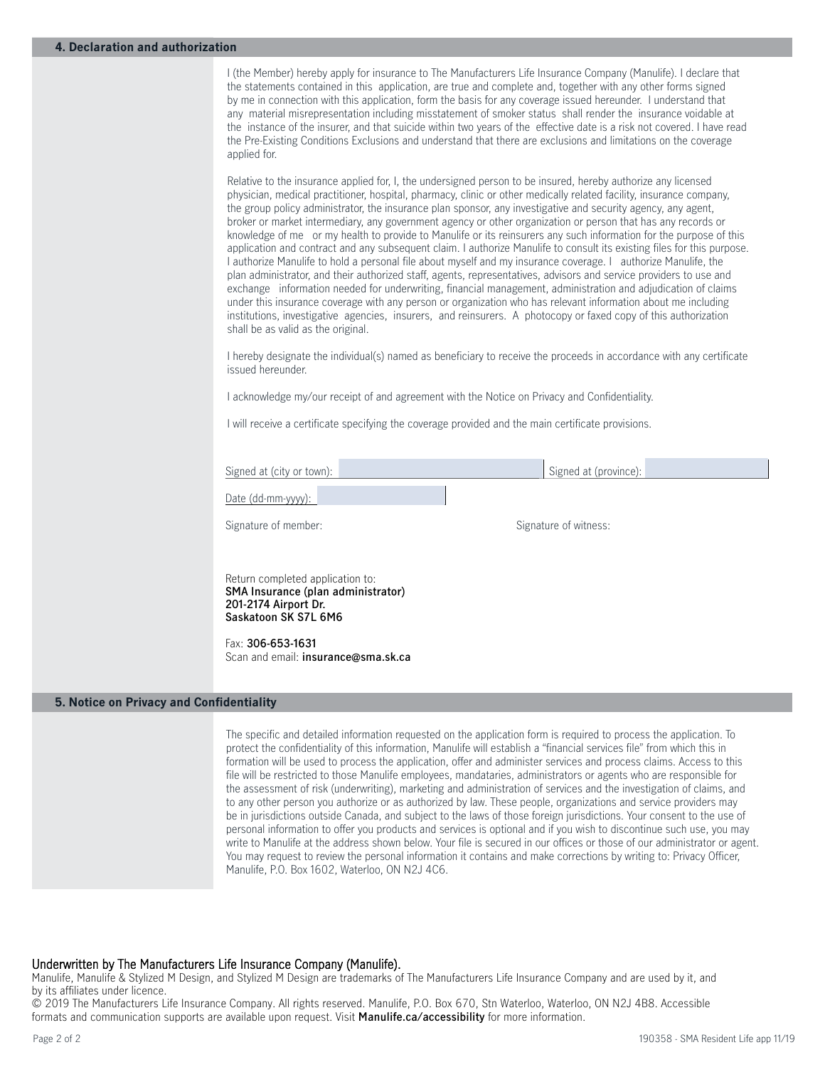## 4. Declaration and authorization

I (the Member) hereby apply for insurance to The Manufacturers Life Insurance Company (Manulife). I declare that the statements contained in this application, are true and complete and, together with any other forms signed by me in connection with this application, form the basis for any coverage issued hereunder. I understand that any material misrepresentation including misstatement of smoker status shall render the insurance voidable at the instance of the insurer, and that suicide within two years of the effective date is a risk not covered. I have read the Pre-Existing Conditions Exclusions and understand that there are exclusions and limitations on the coverage applied for.

Relative to the insurance applied for, I, the undersigned person to be insured, hereby authorize any licensed physician, medical practitioner, hospital, pharmacy, clinic or other medically related facility, insurance company, the group policy administrator, the insurance plan sponsor, any investigative and security agency, any agent, broker or market intermediary, any government agency or other organization or person that has any records or knowledge of me or my health to provide to Manulife or its reinsurers any such information for the purpose of this application and contract and any subsequent claim. I authorize Manulife to consult its existing files for this purpose. I authorize Manulife to hold a personal file about myself and my insurance coverage. I authorize Manulife, the plan administrator, and their authorized staff, agents, representatives, advisors and service providers to use and exchange information needed for underwriting, financial management, administration and adjudication of claims under this insurance coverage with any person or organization who has relevant information about me including institutions, investigative agencies, insurers, and reinsurers. A photocopy or faxed copy of this authorization shall be as valid as the original.

I hereby designate the individual(s) named as beneficiary to receive the proceeds in accordance with any certificate issued hereunder.

I acknowledge my/our receipt of and agreement with the Notice on Privacy and Confidentiality.

I will receive a certificate specifying the coverage provided and the main certificate provisions.

Signed at (city or town): ____________ Signed at (province): ____________

Date (dd-mm-yyyy): ____________

Signature of member: Signature of witness:

Return completed application to:
**SMA Insurance (plan administrator)**
**201-2174 Airport Dr.**
**Saskatoon SK S7L 6M6**

Fax: **306-653-1631**
Scan and email: **insurance@sma.sk.ca**

## 5. Notice on Privacy and Confidentiality

The specific and detailed information requested on the application form is required to process the application. To protect the confidentiality of this information, Manulife will establish a "financial services file" from which this in formation will be used to process the application, offer and administer services and process claims. Access to this file will be restricted to those Manulife employees, mandataries, administrators or agents who are responsible for the assessment of risk (underwriting), marketing and administration of services and the investigation of claims, and to any other person you authorize or as authorized by law. These people, organizations and service providers may be in jurisdictions outside Canada, and subject to the laws of those foreign jurisdictions. Your consent to the use of personal information to offer you products and services is optional and if you wish to discontinue such use, you may write to Manulife at the address shown below. Your file is secured in our offices or those of our administrator or agent. You may request to review the personal information it contains and make corrections by writing to: Privacy Officer, Manulife, P.O. Box 1602, Waterloo, ON N2J 4C6.

**Underwritten by The Manufacturers Life Insurance Company (Manulife).**

Manulife, Manulife & Stylized M Design, and Stylized M Design are trademarks of The Manufacturers Life Insurance Company and are used by it, and by its affiliates under licence.
© 2019 The Manufacturers Life Insurance Company. All rights reserved. Manulife, P.O. Box 670, Stn Waterloo, Waterloo, ON N2J 4B8. Accessible formats and communication supports are available upon request. Visit **Manulife.ca/accessibility** for more information.

190358 - SMA Resident Life app 11/19